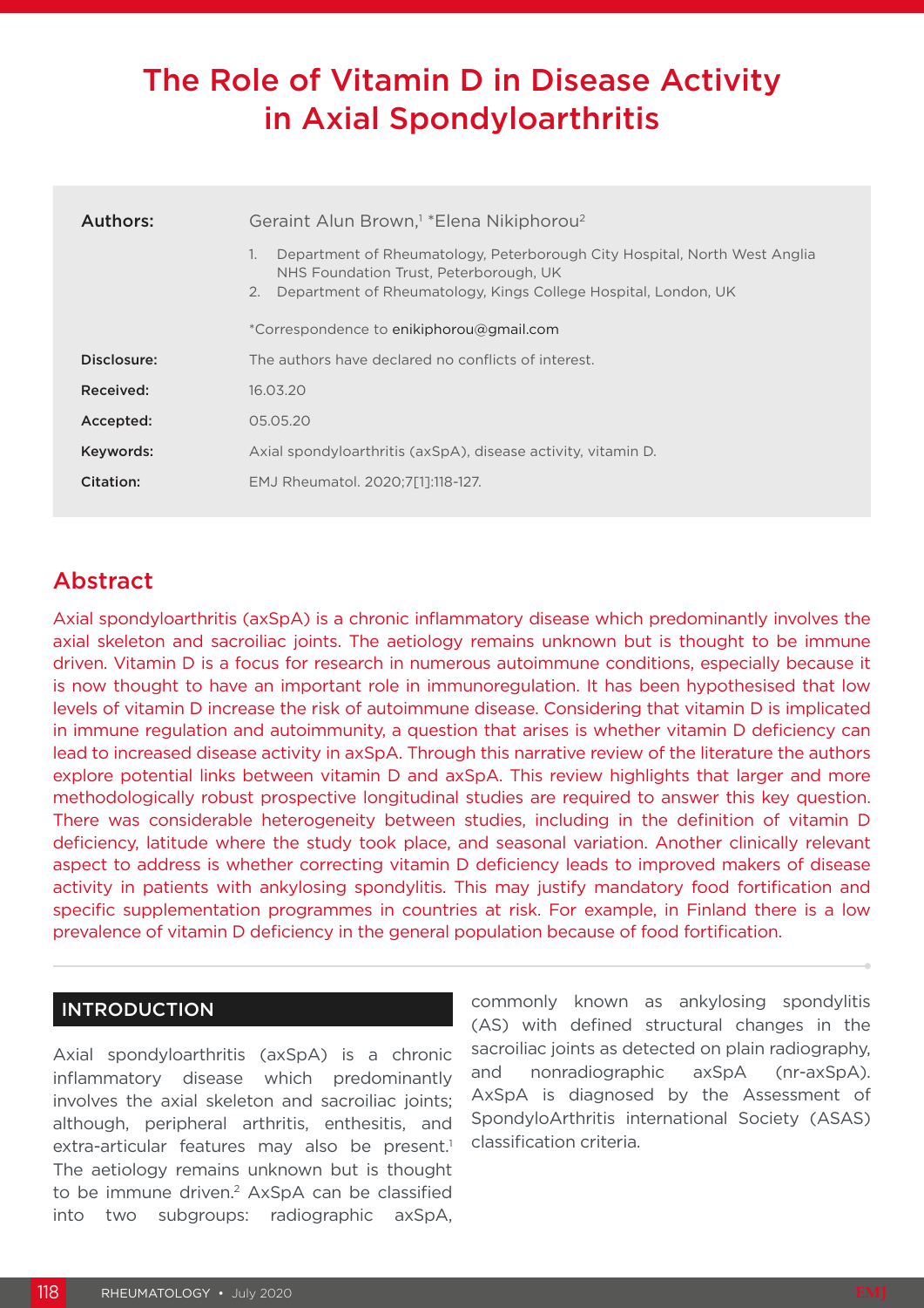# The Role of Vitamin D in Disease Activity in Axial Spondyloarthritis

| | |
|---|---|
| **Authors:** | Geraint Alun Brown,[1] *Elena Nikiphorou[2] |
| | 1. Department of Rheumatology, Peterborough City Hospital, North West Anglia NHS Foundation Trust, Peterborough, UK<br>2. Department of Rheumatology, Kings College Hospital, London, UK |
| | *Correspondence to enikiphorou@gmail.com |
| **Disclosure:** | The authors have declared no conflicts of interest. |
| **Received:** | 16.03.20 |
| **Accepted:** | 05.05.20 |
| **Keywords:** | Axial spondyloarthritis (axSpA), disease activity, vitamin D. |
| **Citation:** | EMJ Rheumatol. 2020;7[1]:118-127. |

## Abstract

Axial spondyloarthritis (axSpA) is a chronic inflammatory disease which predominantly involves the axial skeleton and sacroiliac joints. The aetiology remains unknown but is thought to be immune driven. Vitamin D is a focus for research in numerous autoimmune conditions, especially because it is now thought to have an important role in immunoregulation. It has been hypothesised that low levels of vitamin D increase the risk of autoimmune disease. Considering that vitamin D is implicated in immune regulation and autoimmunity, a question that arises is whether vitamin D deficiency can lead to increased disease activity in axSpA. Through this narrative review of the literature the authors explore potential links between vitamin D and axSpA. This review highlights that larger and more methodologically robust prospective longitudinal studies are required to answer this key question. There was considerable heterogeneity between studies, including in the definition of vitamin D deficiency, latitude where the study took place, and seasonal variation. Another clinically relevant aspect to address is whether correcting vitamin D deficiency leads to improved makers of disease activity in patients with ankylosing spondylitis. This may justify mandatory food fortification and specific supplementation programmes in countries at risk. For example, in Finland there is a low prevalence of vitamin D deficiency in the general population because of food fortification.

## INTRODUCTION

Axial spondyloarthritis (axSpA) is a chronic inflammatory disease which predominantly involves the axial skeleton and sacroiliac joints; although, peripheral arthritis, enthesitis, and extra-articular features may also be present.[1] The aetiology remains unknown but is thought to be immune driven.[2] AxSpA can be classified into two subgroups: radiographic axSpA, commonly known as ankylosing spondylitis (AS) with defined structural changes in the sacroiliac joints as detected on plain radiography, and nonradiographic axSpA (nr-axSpA). AxSpA is diagnosed by the Assessment of SpondyloArthritis international Society (ASAS) classification criteria.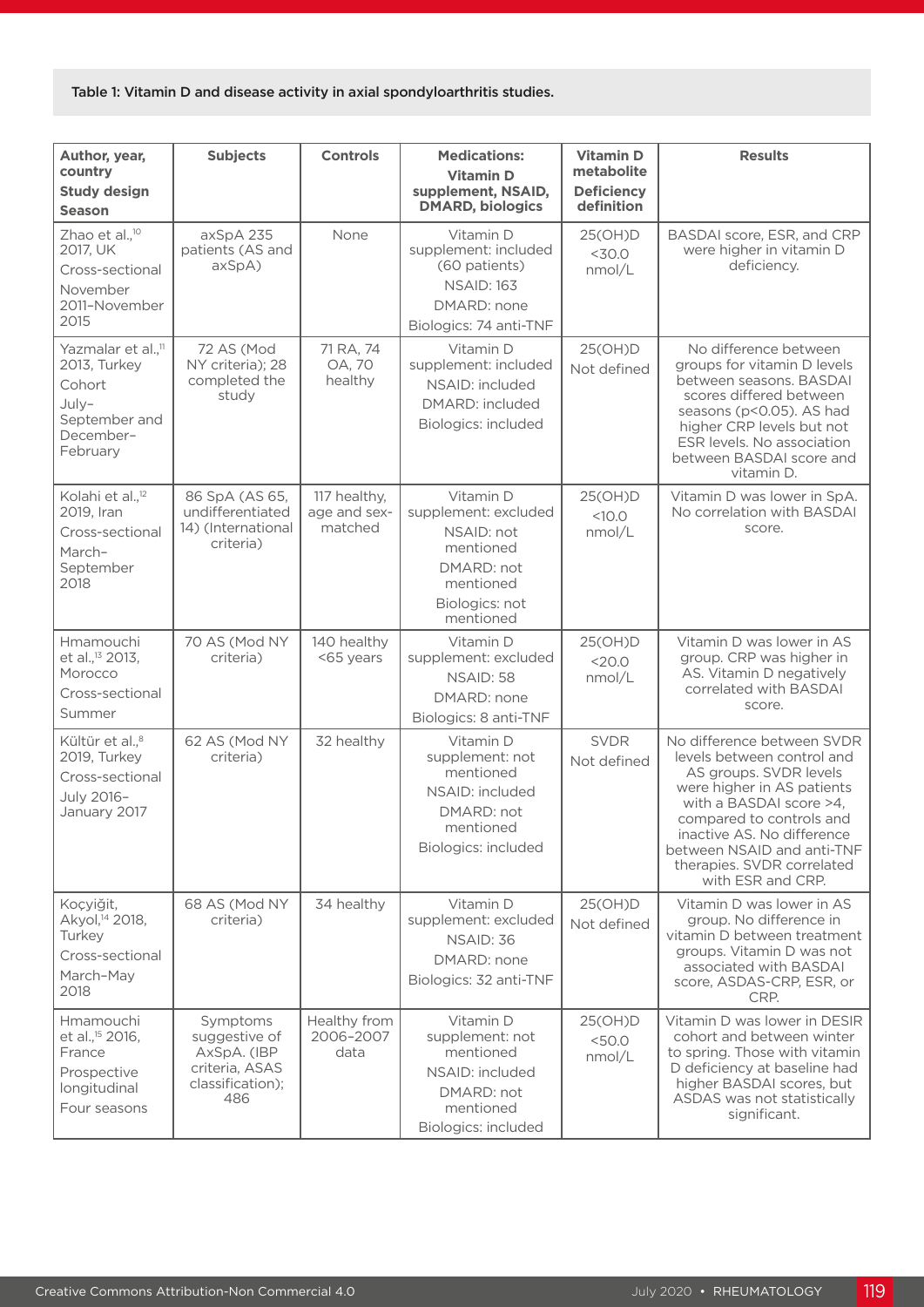Table 1: Vitamin D and disease activity in axial spondyloarthritis studies.

| Author, year, country<br>Study design<br>Season | Subjects | Controls | Medications: Vitamin D supplement, NSAID, DMARD, biologics | Vitamin D metabolite<br>Deficiency definition | Results |
|---|---|---|---|---|---|
| Zhao et al.,[10] 2017, UK<br>Cross-sectional<br>November 2011–November 2015 | axSpA 235 patients (AS and axSpA) | None | Vitamin D supplement: included (60 patients)<br>NSAID: 163<br>DMARD: none<br>Biologics: 74 anti-TNF | 25(OH)D<br><30.0 nmol/L | BASDAI score, ESR, and CRP were higher in vitamin D deficiency. |
| Yazmalar et al.,[11] 2013, Turkey<br>Cohort<br>July–September and December–February | 72 AS (Mod NY criteria); 28 completed the study | 71 RA, 74 OA, 70 healthy | Vitamin D supplement: included<br>NSAID: included<br>DMARD: included<br>Biologics: included | 25(OH)D<br>Not defined | No difference between groups for vitamin D levels between seasons. BASDAI scores differed between seasons ($p<0.05$). AS had higher CRP levels but not ESR levels. No association between BASDAI score and vitamin D. |
| Kolahi et al.,[12] 2019, Iran<br>Cross-sectional<br>March–September 2018 | 86 SpA (AS 65, undifferentiated 14) (International criteria) | 117 healthy, age and sex-matched | Vitamin D supplement: excluded<br>NSAID: not mentioned<br>DMARD: not mentioned<br>Biologics: not mentioned | 25(OH)D<br><10.0 nmol/L | Vitamin D was lower in SpA. No correlation with BASDAI score. |
| Hmamouchi et al.,[13] 2013, Morocco<br>Cross-sectional<br>Summer | 70 AS (Mod NY criteria) | 140 healthy <65 years | Vitamin D supplement: excluded<br>NSAID: 58<br>DMARD: none<br>Biologics: 8 anti-TNF | 25(OH)D<br><20.0 nmol/L | Vitamin D was lower in AS group. CRP was higher in AS. Vitamin D negatively correlated with BASDAI score. |
| Kültür et al.,[8] 2019, Turkey<br>Cross-sectional<br>July 2016–January 2017 | 62 AS (Mod NY criteria) | 32 healthy | Vitamin D supplement: not mentioned<br>NSAID: included<br>DMARD: not mentioned<br>Biologics: included | SVDR<br>Not defined | No difference between SVDR levels between control and AS groups. SVDR levels were higher in AS patients with a BASDAI score >4, compared to controls and inactive AS. No difference between NSAID and anti-TNF therapies. SVDR correlated with ESR and CRP. |
| Koçyiğit, Akyol,[14] 2018, Turkey<br>Cross-sectional<br>March–May 2018 | 68 AS (Mod NY criteria) | 34 healthy | Vitamin D supplement: excluded<br>NSAID: 36<br>DMARD: none<br>Biologics: 32 anti-TNF | 25(OH)D<br>Not defined | Vitamin D was lower in AS group. No difference in vitamin D between treatment groups. Vitamin D was not associated with BASDAI score, ASDAS-CRP, ESR, or CRP. |
| Hmamouchi et al.,[15] 2016, France<br>Prospective longitudinal<br>Four seasons | Symptoms suggestive of AxSpA. (IBP criteria, ASAS classification); 486 | Healthy from 2006–2007 data | Vitamin D supplement: not mentioned<br>NSAID: included<br>DMARD: not mentioned<br>Biologics: included | 25(OH)D<br><50.0 nmol/L | Vitamin D was lower in DESIR cohort and between winter to spring. Those with vitamin D deficiency at baseline had higher BASDAI scores, but ASDAS was not statistically significant. |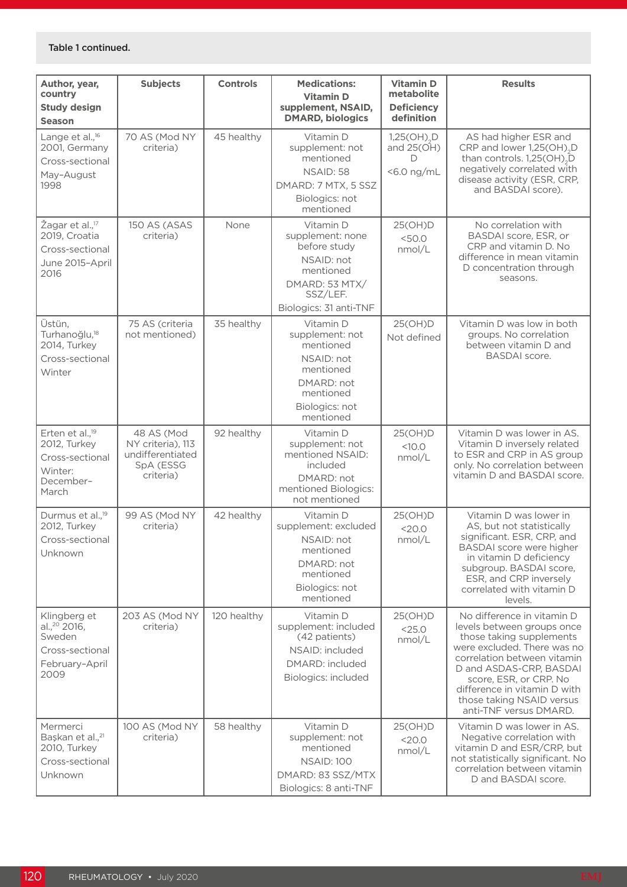Table 1 continued.

| Author, year, country<br>Study design<br>Season | Subjects | Controls | Medications: Vitamin D supplement, NSAID, DMARD, biologics | Vitamin D metabolite<br>Deficiency definition | Results |
|---|---|---|---|---|---|
| Lange et al.,[16] 2001, Germany<br>Cross-sectional<br>May–August 1998 | 70 AS (Mod NY criteria) | 45 healthy | Vitamin D supplement: not mentioned<br>NSAID: 58<br>DMARD: 7 MTX, 5 SSZ<br>Biologics: not mentioned | $1,25(OH)_2D$ and 25(OH) D<br><6.0 ng/mL | AS had higher ESR and CRP and lower $1,25(OH)_2D$ than controls. $1,25(OH)_2D$ negatively correlated with disease activity (ESR, CRP, and BASDAI score). |
| Žagar et al.,[17] 2019, Croatia<br>Cross-sectional<br>June 2015–April 2016 | 150 AS (ASAS criteria) | None | Vitamin D supplement: none before study<br>NSAID: not mentioned<br>DMARD: 53 MTX/SSZ/LEF.<br>Biologics: 31 anti-TNF | 25(OH)D<br><50.0 nmol/L | No correlation with BASDAI score, ESR, or CRP and vitamin D. No difference in mean vitamin D concentration through seasons. |
| Üstün, Turhanoğlu,[18] 2014, Turkey<br>Cross-sectional<br>Winter | 75 AS (criteria not mentioned) | 35 healthy | Vitamin D supplement: not mentioned<br>NSAID: not mentioned<br>DMARD: not mentioned<br>Biologics: not mentioned | 25(OH)D<br>Not defined | Vitamin D was low in both groups. No correlation between vitamin D and BASDAI score. |
| Erten et al.,[19] 2012, Turkey<br>Cross-sectional<br>Winter: December–March | 48 AS (Mod NY criteria), 113 undifferentiated SpA (ESSG criteria) | 92 healthy | Vitamin D supplement: not mentioned NSAID: included<br>DMARD: not mentioned Biologics: not mentioned | 25(OH)D<br><10.0 nmol/L | Vitamin D was lower in AS. Vitamin D inversely related to ESR and CRP in AS group only. No correlation between vitamin D and BASDAI score. |
| Durmus et al.,[19] 2012, Turkey<br>Cross-sectional<br>Unknown | 99 AS (Mod NY criteria) | 42 healthy | Vitamin D supplement: excluded<br>NSAID: not mentioned<br>DMARD: not mentioned<br>Biologics: not mentioned | 25(OH)D<br><20.0 nmol/L | Vitamin D was lower in AS, but not statistically significant. ESR, CRP, and BASDAI score were higher in vitamin D deficiency subgroup. BASDAI score, ESR, and CRP inversely correlated with vitamin D levels. |
| Klingberg et al.,[20] 2016, Sweden<br>Cross-sectional<br>February–April 2009 | 203 AS (Mod NY criteria) | 120 healthy | Vitamin D supplement: included (42 patients)<br>NSAID: included<br>DMARD: included<br>Biologics: included | 25(OH)D<br><25.0 nmol/L | No difference in vitamin D levels between groups once those taking supplements were excluded. There was no correlation between vitamin D and ASDAS-CRP, BASDAI score, ESR, or CRP. No difference in vitamin D with those taking NSAID versus anti-TNF versus DMARD. |
| Mermerci Başkan et al.,[21] 2010, Turkey<br>Cross-sectional<br>Unknown | 100 AS (Mod NY criteria) | 58 healthy | Vitamin D supplement: not mentioned<br>NSAID: 100<br>DMARD: 83 SSZ/MTX<br>Biologics: 8 anti-TNF | 25(OH)D<br><20.0 nmol/L | Vitamin D was lower in AS. Negative correlation with vitamin D and ESR/CRP, but not statistically significant. No correlation between vitamin D and BASDAI score. |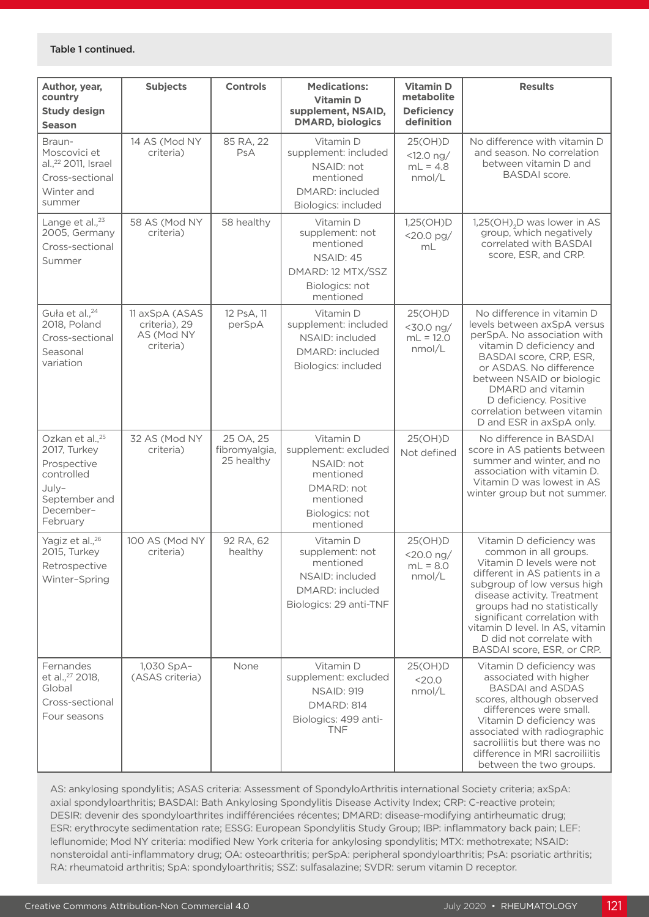Table 1 continued.

| Author, year, country<br>Study design<br>Season | Subjects | Controls | Medications: Vitamin D supplement, NSAID, DMARD, biologics | Vitamin D metabolite<br>Deficiency definition | Results |
|---|---|---|---|---|---|
| Braun-Moscovici et al.,[22] 2011, Israel<br>Cross-sectional<br>Winter and summer | 14 AS (Mod NY criteria) | 85 RA, 22 PsA | Vitamin D supplement: included<br>NSAID: not mentioned<br>DMARD: included<br>Biologics: included | 25(OH)D<br><12.0 ng/mL = 4.8 nmol/L | No difference with vitamin D and season. No correlation between vitamin D and BASDAI score. |
| Lange et al.,[23] 2005, Germany<br>Cross-sectional<br>Summer | 58 AS (Mod NY criteria) | 58 healthy | Vitamin D supplement: not mentioned<br>NSAID: 45<br>DMARD: 12 MTX/SSZ<br>Biologics: not mentioned | 1,25(OH)D<br><20.0 pg/mL | $1,25(OH)_2D$ was lower in AS group, which negatively correlated with BASDAI score, ESR, and CRP. |
| Guła et al.,[24] 2018, Poland<br>Cross-sectional<br>Seasonal variation | 11 axSpA (ASAS criteria), 29 AS (Mod NY criteria) | 12 PsA, 11 perSpA | Vitamin D supplement: included<br>NSAID: included<br>DMARD: included<br>Biologics: included | 25(OH)D<br><30.0 ng/mL = 12.0 nmol/L | No difference in vitamin D levels between axSpA versus perSpA. No association with vitamin D deficiency and BASDAI score, CRP, ESR, or ASDAS. No difference between NSAID or biologic DMARD and vitamin D deficiency. Positive correlation between vitamin D and ESR in axSpA only. |
| Ozkan et al.,[25] 2017, Turkey<br>Prospective controlled<br>July–September and December–February | 32 AS (Mod NY criteria) | 25 OA, 25 fibromyalgia, 25 healthy | Vitamin D supplement: excluded<br>NSAID: not mentioned<br>DMARD: not mentioned<br>Biologics: not mentioned | 25(OH)D<br>Not defined | No difference in BASDAI score in AS patients between summer and winter, and no association with vitamin D. Vitamin D was lowest in AS winter group but not summer. |
| Yagiz et al.,[26] 2015, Turkey<br>Retrospective<br>Winter–Spring | 100 AS (Mod NY criteria) | 92 RA, 62 healthy | Vitamin D supplement: not mentioned<br>NSAID: included<br>DMARD: included<br>Biologics: 29 anti-TNF | 25(OH)D<br><20.0 ng/mL = 8.0 nmol/L | Vitamin D deficiency was common in all groups. Vitamin D levels were not different in AS patients in a subgroup of low versus high disease activity. Treatment groups had no statistically significant correlation with vitamin D level. In AS, vitamin D did not correlate with BASDAI score, ESR, or CRP. |
| Fernandes et al.,[27] 2018, Global<br>Cross-sectional<br>Four seasons | 1,030 SpA–(ASAS criteria) | None | Vitamin D supplement: excluded<br>NSAID: 919<br>DMARD: 814<br>Biologics: 499 anti-TNF | 25(OH)D<br><20.0 nmol/L | Vitamin D deficiency was associated with higher BASDAI and ASDAS scores, although observed differences were small. Vitamin D deficiency was associated with radiographic sacroiliitis but there was no difference in MRI sacroiliitis between the two groups. |

AS: ankylosing spondylitis; ASAS criteria: Assessment of SpondyloArthritis international Society criteria; axSpA: axial spondyloarthritis; BASDAI: Bath Ankylosing Spondylitis Disease Activity Index; CRP: C-reactive protein; DESIR: devenir des spondyloarthrites indifférenciées récentes; DMARD: disease-modifying antirheumatic drug; ESR: erythrocyte sedimentation rate; ESSG: European Spondylitis Study Group; IBP: inflammatory back pain; LEF: leflunomide; Mod NY criteria: modified New York criteria for ankylosing spondylitis; MTX: methotrexate; NSAID: nonsteroidal anti-inflammatory drug; OA: osteoarthritis; perSpA: peripheral spondyloarthritis; PsA: psoriatic arthritis; RA: rheumatoid arthritis; SpA: spondyloarthritis; SSZ: sulfasalazine; SVDR: serum vitamin D receptor.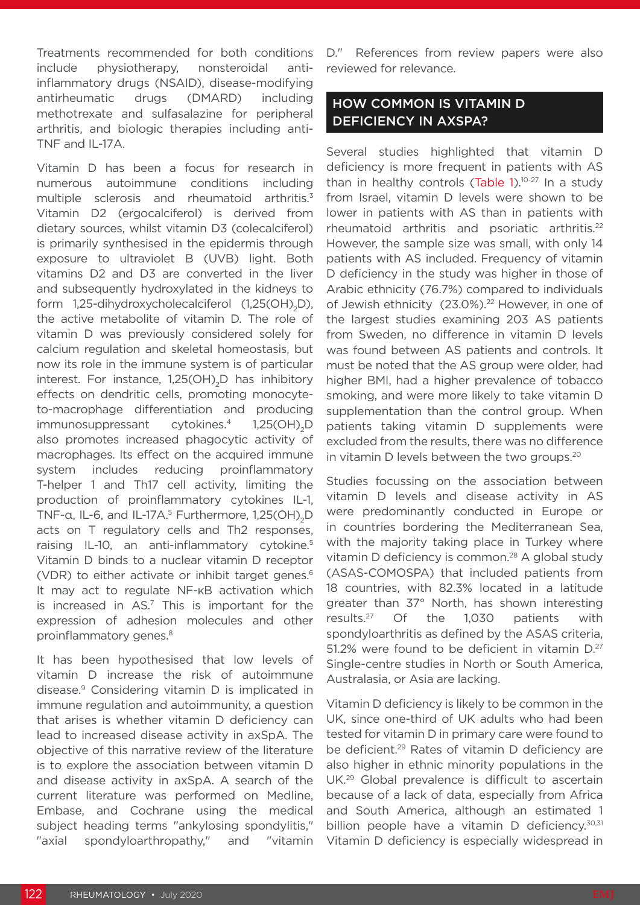Treatments recommended for both conditions include physiotherapy, nonsteroidal anti-inflammatory drugs (NSAID), disease-modifying antirheumatic drugs (DMARD) including methotrexate and sulfasalazine for peripheral arthritis, and biologic therapies including anti-TNF and IL-17A.

Vitamin D has been a focus for research in numerous autoimmune conditions including multiple sclerosis and rheumatoid arthritis.[3] Vitamin D2 (ergocalciferol) is derived from dietary sources, whilst vitamin D3 (colecalciferol) is primarily synthesised in the epidermis through exposure to ultraviolet B (UVB) light. Both vitamins D2 and D3 are converted in the liver and subsequently hydroxylated in the kidneys to form 1,25-dihydroxycholecalciferol ($1,25(OH)_2D$), the active metabolite of vitamin D. The role of vitamin D was previously considered solely for calcium regulation and skeletal homeostasis, but now its role in the immune system is of particular interest. For instance, $1,25(OH)_2D$ has inhibitory effects on dendritic cells, promoting monocyte-to-macrophage differentiation and producing immunosuppressant cytokines.[4] $1,25(OH)_2D$ also promotes increased phagocytic activity of macrophages. Its effect on the acquired immune system includes reducing proinflammatory T-helper 1 and Th17 cell activity, limiting the production of proinflammatory cytokines IL-1, TNF-α, IL-6, and IL-17A.[5] Furthermore, $1,25(OH)_2D$ acts on T regulatory cells and Th2 responses, raising IL-10, an anti-inflammatory cytokine.[5] Vitamin D binds to a nuclear vitamin D receptor (VDR) to either activate or inhibit target genes.[6] It may act to regulate NF-κB activation which is increased in AS.[7] This is important for the expression of adhesion molecules and other proinflammatory genes.[8]

It has been hypothesised that low levels of vitamin D increase the risk of autoimmune disease.[9] Considering vitamin D is implicated in immune regulation and autoimmunity, a question that arises is whether vitamin D deficiency can lead to increased disease activity in axSpA. The objective of this narrative review of the literature is to explore the association between vitamin D and disease activity in axSpA. A search of the current literature was performed on Medline, Embase, and Cochrane using the medical subject heading terms "ankylosing spondylitis," "axial spondyloarthropathy," and "vitamin D." References from review papers were also reviewed for relevance.

## HOW COMMON IS VITAMIN D DEFICIENCY IN AXSPA?

Several studies highlighted that vitamin D deficiency is more frequent in patients with AS than in healthy controls (Table 1).[10-27] In a study from Israel, vitamin D levels were shown to be lower in patients with AS than in patients with rheumatoid arthritis and psoriatic arthritis.[22] However, the sample size was small, with only 14 patients with AS included. Frequency of vitamin D deficiency in the study was higher in those of Arabic ethnicity (76.7%) compared to individuals of Jewish ethnicity (23.0%).[22] However, in one of the largest studies examining 203 AS patients from Sweden, no difference in vitamin D levels was found between AS patients and controls. It must be noted that the AS group were older, had higher BMI, had a higher prevalence of tobacco smoking, and were more likely to take vitamin D supplementation than the control group. When patients taking vitamin D supplements were excluded from the results, there was no difference in vitamin D levels between the two groups.[20]

Studies focussing on the association between vitamin D levels and disease activity in AS were predominantly conducted in Europe or in countries bordering the Mediterranean Sea, with the majority taking place in Turkey where vitamin D deficiency is common.[28] A global study (ASAS-COMOSPA) that included patients from 18 countries, with 82.3% located in a latitude greater than 37° North, has shown interesting results.[27] Of the 1,030 patients with spondyloarthritis as defined by the ASAS criteria, 51.2% were found to be deficient in vitamin D.[27] Single-centre studies in North or South America, Australasia, or Asia are lacking.

Vitamin D deficiency is likely to be common in the UK, since one-third of UK adults who had been tested for vitamin D in primary care were found to be deficient.[29] Rates of vitamin D deficiency are also higher in ethnic minority populations in the UK.[29] Global prevalence is difficult to ascertain because of a lack of data, especially from Africa and South America, although an estimated 1 billion people have a vitamin D deficiency.[30,31] Vitamin D deficiency is especially widespread in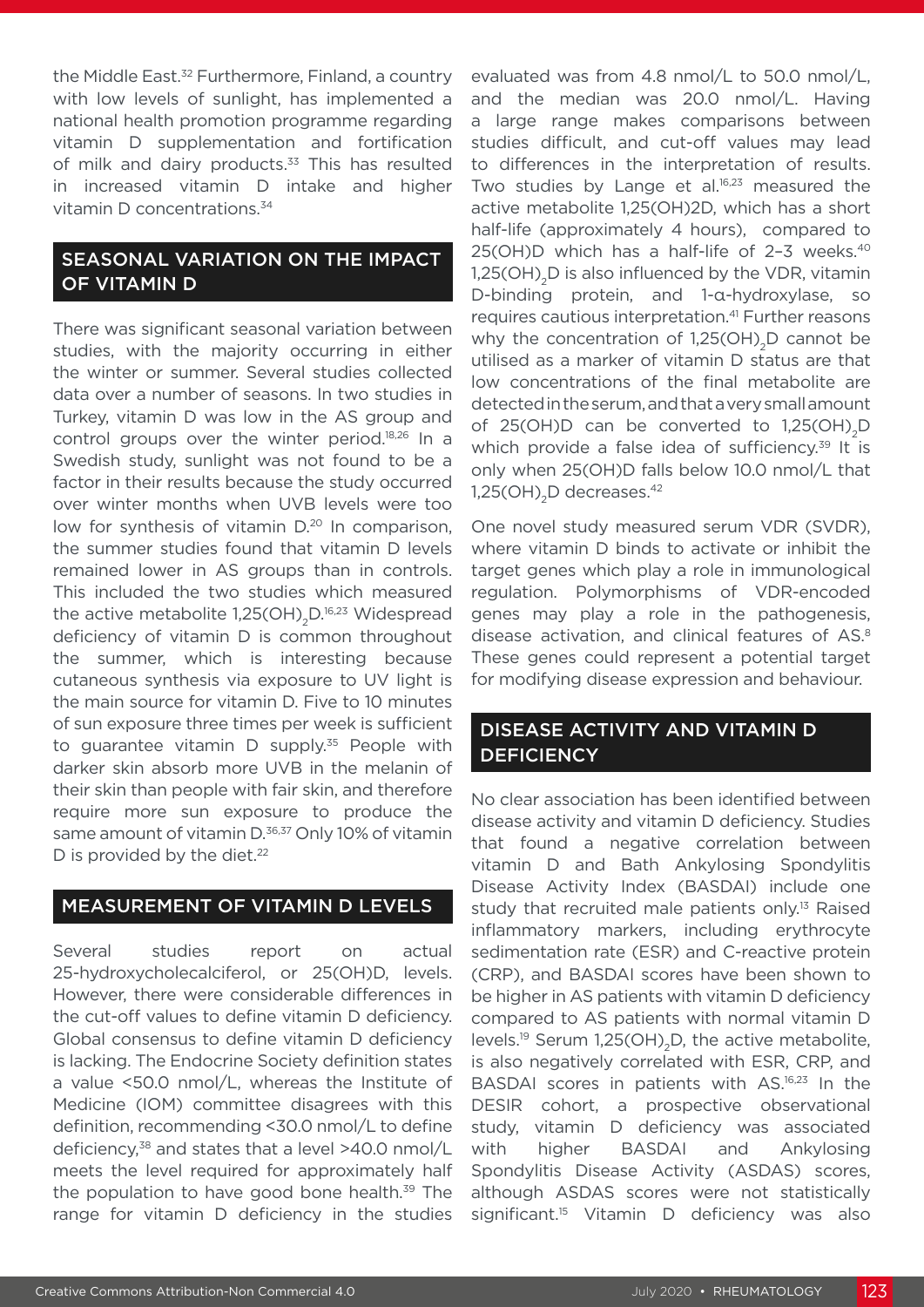the Middle East.[32] Furthermore, Finland, a country with low levels of sunlight, has implemented a national health promotion programme regarding vitamin D supplementation and fortification of milk and dairy products.[33] This has resulted in increased vitamin D intake and higher vitamin D concentrations.[34]

## SEASONAL VARIATION ON THE IMPACT OF VITAMIN D

There was significant seasonal variation between studies, with the majority occurring in either the winter or summer. Several studies collected data over a number of seasons. In two studies in Turkey, vitamin D was low in the AS group and control groups over the winter period.[18,26] In a Swedish study, sunlight was not found to be a factor in their results because the study occurred over winter months when UVB levels were too low for synthesis of vitamin D.[20] In comparison, the summer studies found that vitamin D levels remained lower in AS groups than in controls. This included the two studies which measured the active metabolite $1,25(OH)_2D$.[16,23] Widespread deficiency of vitamin D is common throughout the summer, which is interesting because cutaneous synthesis via exposure to UV light is the main source for vitamin D. Five to 10 minutes of sun exposure three times per week is sufficient to guarantee vitamin D supply.[35] People with darker skin absorb more UVB in the melanin of their skin than people with fair skin, and therefore require more sun exposure to produce the same amount of vitamin D.[36,37] Only 10% of vitamin D is provided by the diet.[22]

## MEASUREMENT OF VITAMIN D LEVELS

Several studies report on actual 25-hydroxycholecalciferol, or 25(OH)D, levels. However, there were considerable differences in the cut-off values to define vitamin D deficiency. Global consensus to define vitamin D deficiency is lacking. The Endocrine Society definition states a value <50.0 nmol/L, whereas the Institute of Medicine (IOM) committee disagrees with this definition, recommending <30.0 nmol/L to define deficiency,[38] and states that a level >40.0 nmol/L meets the level required for approximately half the population to have good bone health.[39] The range for vitamin D deficiency in the studies evaluated was from 4.8 nmol/L to 50.0 nmol/L, and the median was 20.0 nmol/L. Having a large range makes comparisons between studies difficult, and cut-off values may lead to differences in the interpretation of results. Two studies by Lange et al.[16,23] measured the active metabolite 1,25(OH)2D, which has a short half-life (approximately 4 hours), compared to 25(OH)D which has a half-life of 2–3 weeks.[40] $1,25(OH)_2D$ is also influenced by the VDR, vitamin D-binding protein, and 1-α-hydroxylase, so requires cautious interpretation.[41] Further reasons why the concentration of $1,25(OH)_2D$ cannot be utilised as a marker of vitamin D status are that low concentrations of the final metabolite are detected in the serum, and that a very small amount of 25(OH)D can be converted to $1,25(OH)_2D$ which provide a false idea of sufficiency.[39] It is only when 25(OH)D falls below 10.0 nmol/L that $1,25(OH)_2D$ decreases.[42]

One novel study measured serum VDR (SVDR), where vitamin D binds to activate or inhibit the target genes which play a role in immunological regulation. Polymorphisms of VDR-encoded genes may play a role in the pathogenesis, disease activation, and clinical features of AS.[8] These genes could represent a potential target for modifying disease expression and behaviour.

## DISEASE ACTIVITY AND VITAMIN D DEFICIENCY

No clear association has been identified between disease activity and vitamin D deficiency. Studies that found a negative correlation between vitamin D and Bath Ankylosing Spondylitis Disease Activity Index (BASDAI) include one study that recruited male patients only.[13] Raised inflammatory markers, including erythrocyte sedimentation rate (ESR) and C-reactive protein (CRP), and BASDAI scores have been shown to be higher in AS patients with vitamin D deficiency compared to AS patients with normal vitamin D levels.[19] Serum $1,25(OH)_2D$, the active metabolite, is also negatively correlated with ESR, CRP, and BASDAI scores in patients with AS.[16,23] In the DESIR cohort, a prospective observational study, vitamin D deficiency was associated with higher BASDAI and Ankylosing Spondylitis Disease Activity (ASDAS) scores, although ASDAS scores were not statistically significant.[15] Vitamin D deficiency was also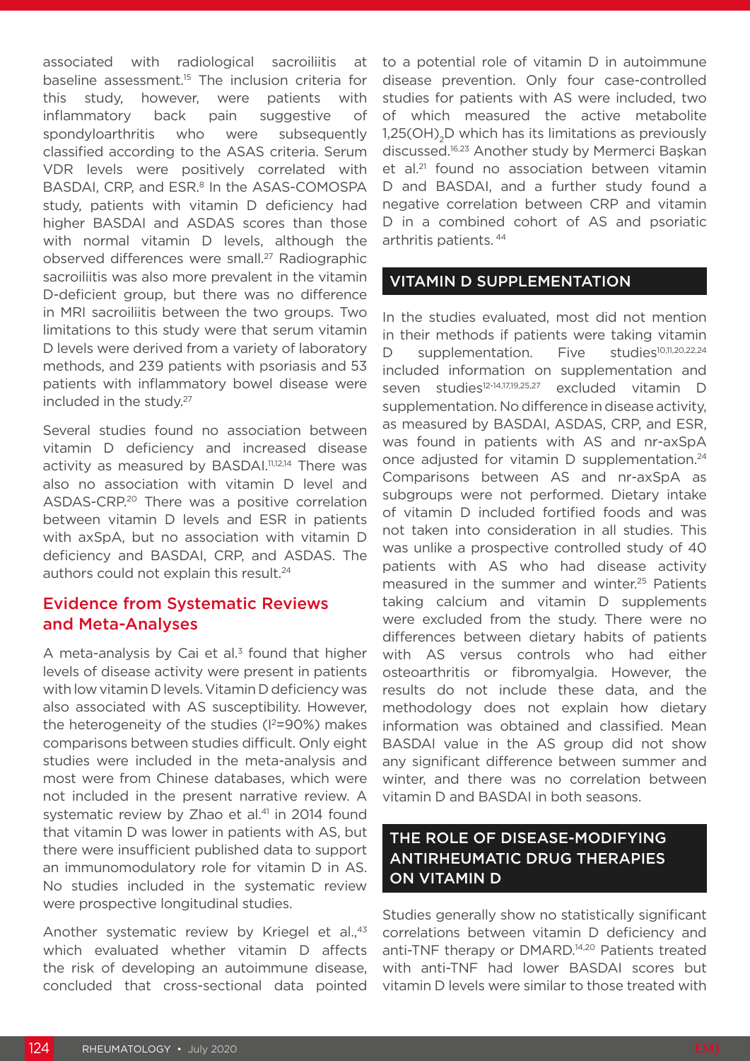associated with radiological sacroiliitis at baseline assessment.[15] The inclusion criteria for this study, however, were patients with inflammatory back pain suggestive of spondyloarthritis who were subsequently classified according to the ASAS criteria. Serum VDR levels were positively correlated with BASDAI, CRP, and ESR.[8] In the ASAS-COMOSPA study, patients with vitamin D deficiency had higher BASDAI and ASDAS scores than those with normal vitamin D levels, although the observed differences were small.[27] Radiographic sacroiliitis was also more prevalent in the vitamin D-deficient group, but there was no difference in MRI sacroiliitis between the two groups. Two limitations to this study were that serum vitamin D levels were derived from a variety of laboratory methods, and 239 patients with psoriasis and 53 patients with inflammatory bowel disease were included in the study.[27]

Several studies found no association between vitamin D deficiency and increased disease activity as measured by BASDAI.[11,12,14] There was also no association with vitamin D level and ASDAS-CRP.[20] There was a positive correlation between vitamin D levels and ESR in patients with axSpA, but no association with vitamin D deficiency and BASDAI, CRP, and ASDAS. The authors could not explain this result.[24]

### Evidence from Systematic Reviews and Meta-Analyses

A meta-analysis by Cai et al.[3] found that higher levels of disease activity were present in patients with low vitamin D levels. Vitamin D deficiency was also associated with AS susceptibility. However, the heterogeneity of the studies ($I^2$=90%) makes comparisons between studies difficult. Only eight studies were included in the meta-analysis and most were from Chinese databases, which were not included in the present narrative review. A systematic review by Zhao et al.[41] in 2014 found that vitamin D was lower in patients with AS, but there were insufficient published data to support an immunomodulatory role for vitamin D in AS. No studies included in the systematic review were prospective longitudinal studies.

Another systematic review by Kriegel et al.,[43] which evaluated whether vitamin D affects the risk of developing an autoimmune disease, concluded that cross-sectional data pointed to a potential role of vitamin D in autoimmune disease prevention. Only four case-controlled studies for patients with AS were included, two of which measured the active metabolite $1,25(OH)_2D$ which has its limitations as previously discussed.[16,23] Another study by Mermerci Başkan et al.[21] found no association between vitamin D and BASDAI, and a further study found a negative correlation between CRP and vitamin D in a combined cohort of AS and psoriatic arthritis patients.[44]

## VITAMIN D SUPPLEMENTATION

In the studies evaluated, most did not mention in their methods if patients were taking vitamin D supplementation. Five studies[10,11,20,22,24] included information on supplementation and seven studies[12-14,17,19,25,27] excluded vitamin D supplementation. No difference in disease activity, as measured by BASDAI, ASDAS, CRP, and ESR, was found in patients with AS and nr-axSpA once adjusted for vitamin D supplementation.[24] Comparisons between AS and nr-axSpA as subgroups were not performed. Dietary intake of vitamin D included fortified foods and was not taken into consideration in all studies. This was unlike a prospective controlled study of 40 patients with AS who had disease activity measured in the summer and winter.[25] Patients taking calcium and vitamin D supplements were excluded from the study. There were no differences between dietary habits of patients with AS versus controls who had either osteoarthritis or fibromyalgia. However, the results do not include these data, and the methodology does not explain how dietary information was obtained and classified. Mean BASDAI value in the AS group did not show any significant difference between summer and winter, and there was no correlation between vitamin D and BASDAI in both seasons.

## THE ROLE OF DISEASE-MODIFYING ANTIRHEUMATIC DRUG THERAPIES ON VITAMIN D

Studies generally show no statistically significant correlations between vitamin D deficiency and anti-TNF therapy or DMARD.[14,20] Patients treated with anti-TNF had lower BASDAI scores but vitamin D levels were similar to those treated with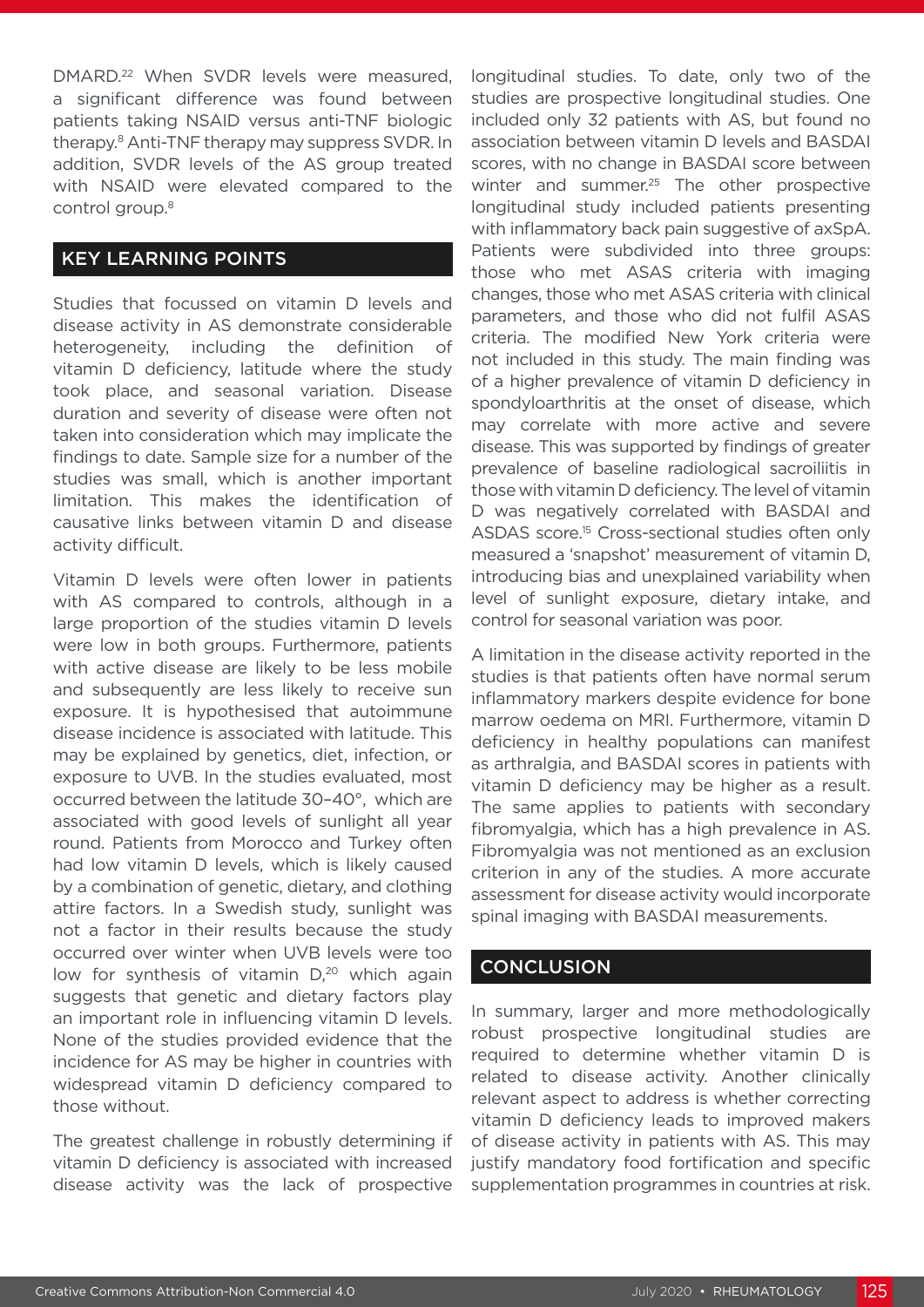DMARD.[22] When SVDR levels were measured, a significant difference was found between patients taking NSAID versus anti-TNF biologic therapy.[8] Anti-TNF therapy may suppress SVDR. In addition, SVDR levels of the AS group treated with NSAID were elevated compared to the control group.[8]

## KEY LEARNING POINTS

Studies that focussed on vitamin D levels and disease activity in AS demonstrate considerable heterogeneity, including the definition of vitamin D deficiency, latitude where the study took place, and seasonal variation. Disease duration and severity of disease were often not taken into consideration which may implicate the findings to date. Sample size for a number of the studies was small, which is another important limitation. This makes the identification of causative links between vitamin D and disease activity difficult.

Vitamin D levels were often lower in patients with AS compared to controls, although in a large proportion of the studies vitamin D levels were low in both groups. Furthermore, patients with active disease are likely to be less mobile and subsequently are less likely to receive sun exposure. It is hypothesised that autoimmune disease incidence is associated with latitude. This may be explained by genetics, diet, infection, or exposure to UVB. In the studies evaluated, most occurred between the latitude 30–40°, which are associated with good levels of sunlight all year round. Patients from Morocco and Turkey often had low vitamin D levels, which is likely caused by a combination of genetic, dietary, and clothing attire factors. In a Swedish study, sunlight was not a factor in their results because the study occurred over winter when UVB levels were too low for synthesis of vitamin D,[20] which again suggests that genetic and dietary factors play an important role in influencing vitamin D levels. None of the studies provided evidence that the incidence for AS may be higher in countries with widespread vitamin D deficiency compared to those without.

The greatest challenge in robustly determining if vitamin D deficiency is associated with increased disease activity was the lack of prospective longitudinal studies. To date, only two of the studies are prospective longitudinal studies. One included only 32 patients with AS, but found no association between vitamin D levels and BASDAI scores, with no change in BASDAI score between winter and summer.[25] The other prospective longitudinal study included patients presenting with inflammatory back pain suggestive of axSpA. Patients were subdivided into three groups: those who met ASAS criteria with imaging changes, those who met ASAS criteria with clinical parameters, and those who did not fulfil ASAS criteria. The modified New York criteria were not included in this study. The main finding was of a higher prevalence of vitamin D deficiency in spondyloarthritis at the onset of disease, which may correlate with more active and severe disease. This was supported by findings of greater prevalence of baseline radiological sacroiliitis in those with vitamin D deficiency. The level of vitamin D was negatively correlated with BASDAI and ASDAS score.[15] Cross-sectional studies often only measured a 'snapshot' measurement of vitamin D, introducing bias and unexplained variability when level of sunlight exposure, dietary intake, and control for seasonal variation was poor.

A limitation in the disease activity reported in the studies is that patients often have normal serum inflammatory markers despite evidence for bone marrow oedema on MRI. Furthermore, vitamin D deficiency in healthy populations can manifest as arthralgia, and BASDAI scores in patients with vitamin D deficiency may be higher as a result. The same applies to patients with secondary fibromyalgia, which has a high prevalence in AS. Fibromyalgia was not mentioned as an exclusion criterion in any of the studies. A more accurate assessment for disease activity would incorporate spinal imaging with BASDAI measurements.

## CONCLUSION

In summary, larger and more methodologically robust prospective longitudinal studies are required to determine whether vitamin D is related to disease activity. Another clinically relevant aspect to address is whether correcting vitamin D deficiency leads to improved makers of disease activity in patients with AS. This may justify mandatory food fortification and specific supplementation programmes in countries at risk.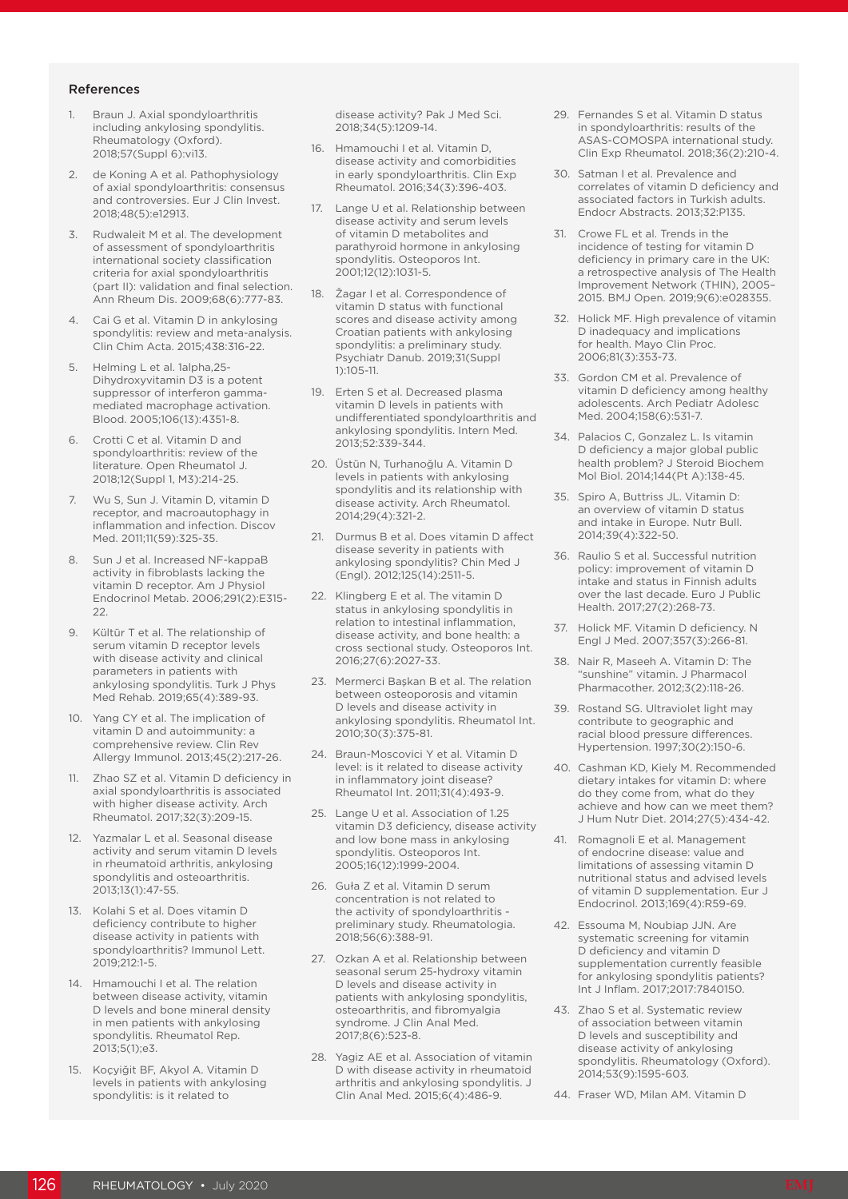## References

1. Braun J. Axial spondyloarthritis including ankylosing spondylitis. Rheumatology (Oxford). 2018;57(Suppl 6):vi13.
2. de Koning A et al. Pathophysiology of axial spondyloarthritis: consensus and controversies. Eur J Clin Invest. 2018;48(5):e12913.
3. Rudwaleit M et al. The development of assessment of spondyloarthritis international society classification criteria for axial spondyloarthritis (part II): validation and final selection. Ann Rheum Dis. 2009;68(6):777-83.
4. Cai G et al. Vitamin D in ankylosing spondylitis: review and meta-analysis. Clin Chim Acta. 2015;438:316-22.
5. Helming L et al. 1alpha,25-Dihydroxyvitamin D3 is a potent suppressor of interferon gamma-mediated macrophage activation. Blood. 2005;106(13):4351-8.
6. Crotti C et al. Vitamin D and spondyloarthritis: review of the literature. Open Rheumatol J. 2018;12(Suppl 1, M3):214-25.
7. Wu S, Sun J. Vitamin D, vitamin D receptor, and macroautophagy in inflammation and infection. Discov Med. 2011;11(59):325-35.
8. Sun J et al. Increased NF-kappaB activity in fibroblasts lacking the vitamin D receptor. Am J Physiol Endocrinol Metab. 2006;291(2):E315-22.
9. Kültür T et al. The relationship of serum vitamin D receptor levels with disease activity and clinical parameters in patients with ankylosing spondylitis. Turk J Phys Med Rehab. 2019;65(4):389-93.
10. Yang CY et al. The implication of vitamin D and autoimmunity: a comprehensive review. Clin Rev Allergy Immunol. 2013;45(2):217-26.
11. Zhao SZ et al. Vitamin D deficiency in axial spondyloarthritis is associated with higher disease activity. Arch Rheumatol. 2017;32(3):209-15.
12. Yazmalar L et al. Seasonal disease activity and serum vitamin D levels in rheumatoid arthritis, ankylosing spondylitis and osteoarthritis. 2013;13(1):47-55.
13. Kolahi S et al. Does vitamin D deficiency contribute to higher disease activity in patients with spondyloarthritis? Immunol Lett. 2019;212:1-5.
14. Hmamouchi I et al. The relation between disease activity, vitamin D levels and bone mineral density in men patients with ankylosing spondylitis. Rheumatol Rep. 2013;5(1);e3.
15. Koçyiğit BF, Akyol A. Vitamin D levels in patients with ankylosing spondylitis: is it related to disease activity? Pak J Med Sci. 2018;34(5):1209-14.
16. Hmamouchi I et al. Vitamin D, disease activity and comorbidities in early spondyloarthritis. Clin Exp Rheumatol. 2016;34(3):396-403.
17. Lange U et al. Relationship between disease activity and serum levels of vitamin D metabolites and parathyroid hormone in ankylosing spondylitis. Osteoporos Int. 2001;12(12):1031-5.
18. Žagar I et al. Correspondence of vitamin D status with functional scores and disease activity among Croatian patients with ankylosing spondylitis: a preliminary study. Psychiatr Danub. 2019;31(Suppl 1):105-11.
19. Erten S et al. Decreased plasma vitamin D levels in patients with undifferentiated spondyloarthritis and ankylosing spondylitis. Intern Med. 2013;52:339-344.
20. Üstün N, Turhanoğlu A. Vitamin D levels in patients with ankylosing spondylitis and its relationship with disease activity. Arch Rheumatol. 2014;29(4):321-2.
21. Durmus B et al. Does vitamin D affect disease severity in patients with ankylosing spondylitis? Chin Med J (Engl). 2012;125(14):2511-5.
22. Klingberg E et al. The vitamin D status in ankylosing spondylitis in relation to intestinal inflammation, disease activity, and bone health: a cross sectional study. Osteoporos Int. 2016;27(6):2027-33.
23. Mermerci Başkan B et al. The relation between osteoporosis and vitamin D levels and disease activity in ankylosing spondylitis. Rheumatol Int. 2010;30(3):375-81.
24. Braun-Moscovici Y et al. Vitamin D level: is it related to disease activity in inflammatory joint disease? Rheumatol Int. 2011;31(4):493-9.
25. Lange U et al. Association of 1.25 vitamin D3 deficiency, disease activity and low bone mass in ankylosing spondylitis. Osteoporos Int. 2005;16(12):1999-2004.
26. Guła Z et al. Vitamin D serum concentration is not related to the activity of spondyloarthritis - preliminary study. Rheumatologia. 2018;56(6):388-91.
27. Ozkan A et al. Relationship between seasonal serum 25-hydroxy vitamin D levels and disease activity in patients with ankylosing spondylitis, osteoarthritis, and fibromyalgia syndrome. J Clin Anal Med. 2017;8(6):523-8.
28. Yagiz AE et al. Association of vitamin D with disease activity in rheumatoid arthritis and ankylosing spondylitis. J Clin Anal Med. 2015;6(4):486-9.
29. Fernandes S et al. Vitamin D status in spondyloarthritis: results of the ASAS-COMOSPA international study. Clin Exp Rheumatol. 2018;36(2):210-4.
30. Satman I et al. Prevalence and correlates of vitamin D deficiency and associated factors in Turkish adults. Endocr Abstracts. 2013;32:P135.
31. Crowe FL et al. Trends in the incidence of testing for vitamin D deficiency in primary care in the UK: a retrospective analysis of The Health Improvement Network (THIN), 2005–2015. BMJ Open. 2019;9(6):e028355.
32. Holick MF. High prevalence of vitamin D inadequacy and implications for health. Mayo Clin Proc. 2006;81(3):353-73.
33. Gordon CM et al. Prevalence of vitamin D deficiency among healthy adolescents. Arch Pediatr Adolesc Med. 2004;158(6):531-7.
34. Palacios C, Gonzalez L. Is vitamin D deficiency a major global public health problem? J Steroid Biochem Mol Biol. 2014;144(Pt A):138-45.
35. Spiro A, Buttriss JL. Vitamin D: an overview of vitamin D status and intake in Europe. Nutr Bull. 2014;39(4):322-50.
36. Raulio S et al. Successful nutrition policy: improvement of vitamin D intake and status in Finnish adults over the last decade. Euro J Public Health. 2017;27(2):268-73.
37. Holick MF. Vitamin D deficiency. N Engl J Med. 2007;357(3):266-81.
38. Nair R, Maseeh A. Vitamin D: The "sunshine" vitamin. J Pharmacol Pharmacother. 2012;3(2):118-26.
39. Rostand SG. Ultraviolet light may contribute to geographic and racial blood pressure differences. Hypertension. 1997;30(2):150-6.
40. Cashman KD, Kiely M. Recommended dietary intakes for vitamin D: where do they come from, what do they achieve and how can we meet them? J Hum Nutr Diet. 2014;27(5):434-42.
41. Romagnoli E et al. Management of endocrine disease: value and limitations of assessing vitamin D nutritional status and advised levels of vitamin D supplementation. Eur J Endocrinol. 2013;169(4):R59-69.
42. Essouma M, Noubiap JJN. Are systematic screening for vitamin D deficiency and vitamin D supplementation currently feasible for ankylosing spondylitis patients? Int J Inflam. 2017;2017:7840150.
43. Zhao S et al. Systematic review of association between vitamin D levels and susceptibility and disease activity of ankylosing spondylitis. Rheumatology (Oxford). 2014;53(9):1595-603.
44. Fraser WD, Milan AM. Vitamin D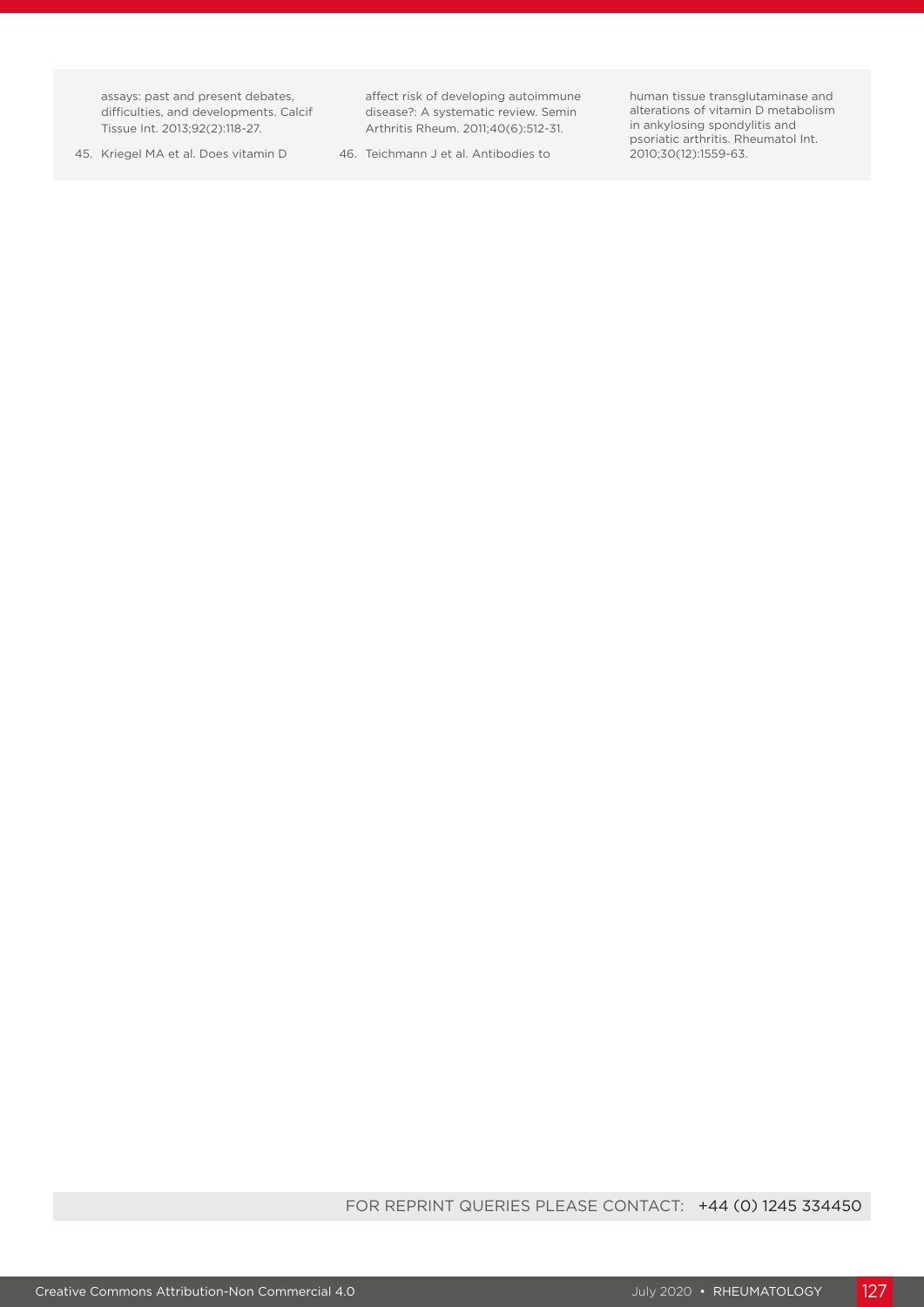assays: past and present debates, difficulties, and developments. Calcif Tissue Int. 2013;92(2):118-27.

45. Kriegel MA et al. Does vitamin D affect risk of developing autoimmune disease?: A systematic review. Semin Arthritis Rheum. 2011;40(6):512-31.

46. Teichmann J et al. Antibodies to human tissue transglutaminase and alterations of vitamin D metabolism in ankylosing spondylitis and psoriatic arthritis. Rheumatol Int. 2010;30(12):1559-63.

FOR REPRINT QUERIES PLEASE CONTACT: +44 (0) 1245 334450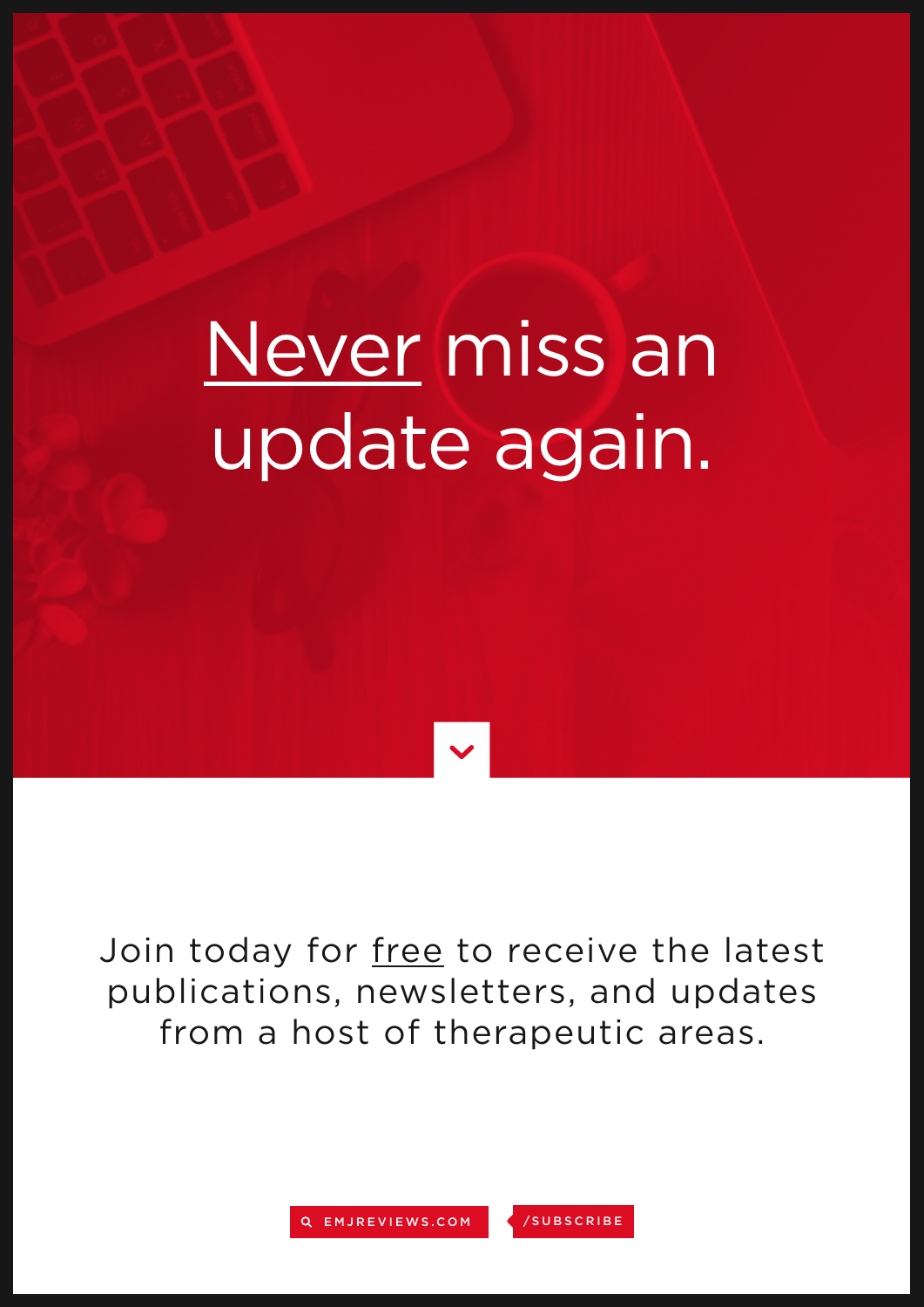# Never miss an update again.

Join today for free to receive the latest publications, newsletters, and updates from a host of therapeutic areas.

EMJREVIEWS.COM /SUBSCRIBE